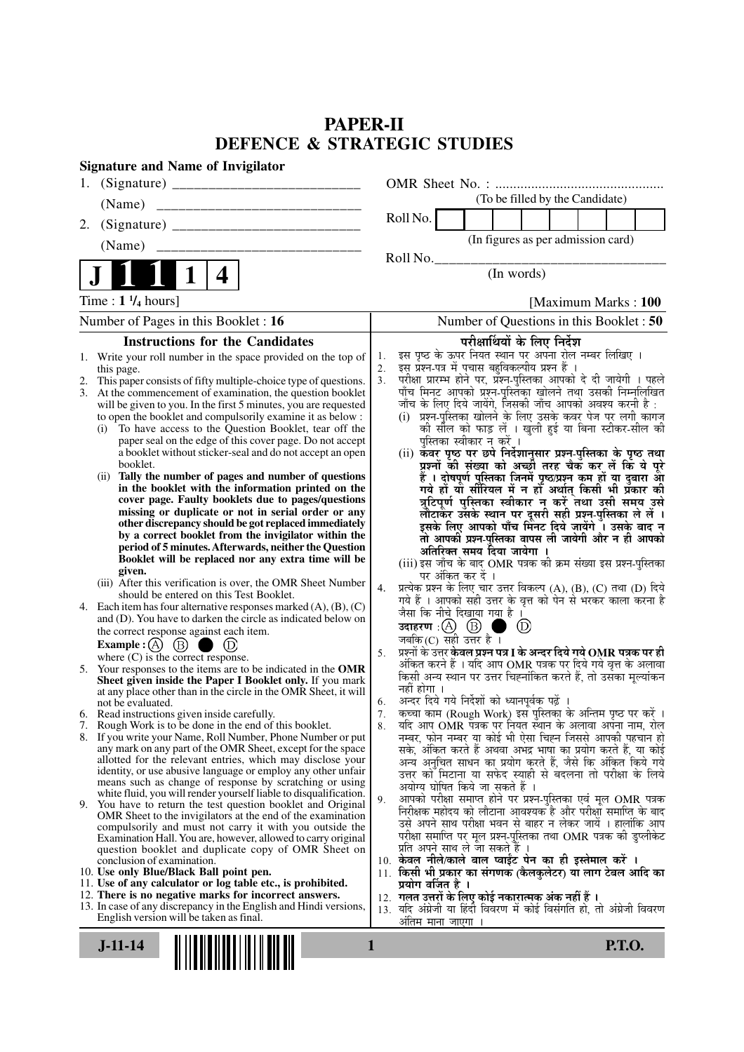# PAPER-II
## DEFENCE & STRATEGIC STUDIES

**Signature and Name of Invigilator**

1. (Signature) __________________________

   (Name) __________________________

2. (Signature) __________________________

   (Name) __________________________

OMR Sheet No. : ...............................................

(To be filled by the Candidate)

Roll No. | | | | | | | | |

(In figures as per admission card)

Roll No.________________________________

(In words)

**J 1 1 1 4**

Time : **1 ¹/₄ hours**] [Maximum Marks : **100**

Number of Pages in this Booklet : **16** | Number of Questions in this Booklet : **50**

### Instructions for the Candidates

1. Write your roll number in the space provided on the top of this page.
2. This paper consists of fifty multiple-choice type of questions.
3. At the commencement of examination, the question booklet will be given to you. In the first 5 minutes, you are requested to open the booklet and compulsorily examine it as below :
   (i) To have access to the Question Booklet, tear off the paper seal on the edge of this cover page. Do not accept a booklet without sticker-seal and do not accept an open booklet.
   (ii) **Tally the number of pages and number of questions in the booklet with the information printed on the cover page. Faulty booklets due to pages/questions missing or duplicate or not in serial order or any other discrepancy should be got replaced immediately by a correct booklet from the invigilator within the period of 5 minutes. Afterwards, neither the Question Booklet will be replaced nor any extra time will be given.**
   (iii) After this verification is over, the OMR Sheet Number should be entered on this Test Booklet.
4. Each item has four alternative responses marked (A), (B), (C) and (D). You have to darken the circle as indicated below on the correct response against each item.
   **Example :** (A) (B) ● (D)
   where (C) is the correct response.
5. Your responses to the items are to be indicated in the **OMR Sheet given inside the Paper I Booklet only.** If you mark at any place other than in the circle in the OMR Sheet, it will not be evaluated.
6. Read instructions given inside carefully.
7. Rough Work is to be done in the end of this booklet.
8. If you write your Name, Roll Number, Phone Number or put any mark on any part of the OMR Sheet, except for the space allotted for the relevant entries, which may disclose your identity, or use abusive language or employ any other unfair means such as change of response by scratching or using white fluid, you will render yourself liable to disqualification.
9. You have to return the test question booklet and Original OMR Sheet to the invigilators at the end of the examination compulsorily and must not carry it with you outside the Examination Hall. You are, however, allowed to carry original question booklet and duplicate copy of OMR Sheet on conclusion of examination.
10. **Use only Blue/Black Ball point pen.**
11. **Use of any calculator or log table etc., is prohibited.**
12. **There is no negative marks for incorrect answers.**
13. In case of any discrepancy in the English and Hindi versions, English version will be taken as final.

### परीक्षार्थियों के लिए निर्देश

1. इस पृष्ठ के ऊपर नियत स्थान पर अपना रोल नम्बर लिखिए ।
2. इस प्रश्न-पत्र में पचास बहुविकल्पीय प्रश्न हैं ।
3. परीक्षा प्रारम्भ होने पर, प्रश्न-पुस्तिका आपको दे दी जायेगी । पहले पाँच मिनट आपको प्रश्न-पुस्तिका खोलने तथा उसकी निम्नलिखित जाँच के लिए दिये जायेंगे, जिसकी जाँच आपको अवश्य करनी है :
   (i) प्रश्न-पुस्तिका खोलने के लिए उसके कवर पेज पर लगी कागज की सील को फाड़ लें । खुली हुई या बिना स्टीकर-सील की पुस्तिका स्वीकार न करें ।
   (ii) **कवर पृष्ठ पर छपे निर्देशानुसार प्रश्न-पुस्तिका के पृष्ठ तथा प्रश्नों की संख्या को अच्छी तरह चैक कर लें कि ये पूरे हैं । दोषपूर्ण पुस्तिका जिनमें पृष्ठ/प्रश्न कम हों या दुबारा आ गये हों या सीरियल में न हों अर्थात् किसी भी प्रकार की त्रुटिपूर्ण पुस्तिका स्वीकार न करें तथा उसी समय उसे लौटाकर उसके स्थान पर दूसरी सही प्रश्न-पुस्तिका ले लें । इसके लिए आपको पाँच मिनट दिये जायेंगे । उसके बाद न तो आपकी प्रश्न-पुस्तिका वापस ली जायेगी और न ही आपको अतिरिक्त समय दिया जायेगा ।**
   (iii) इस जाँच के बाद OMR पत्रक की क्रम संख्या इस प्रश्न-पुस्तिका पर अंकित कर दें ।
4. प्रत्येक प्रश्न के लिए चार उत्तर विकल्प (A), (B), (C) तथा (D) दिये गये हैं । आपको सही उत्तर के वृत्त को पेन से भरकर काला करना है जैसा कि नीचे दिखाया गया है ।
   **उदाहरण :** (A) (B) ● (D)
   जबकि (C) सही उत्तर है ।
5. प्रश्नों के उत्तर **केवल प्रश्न पत्र I के अन्दर दिये गये OMR पत्रक पर ही** अंकित करने हैं । यदि आप OMR पत्रक पर दिये गये वृत्त के अलावा किसी अन्य स्थान पर उत्तर चिह्नांकित करते हैं, तो उसका मूल्यांकन नहीं होगा ।
6. अन्दर दिये गये निर्देशों को ध्यानपूर्वक पढ़ें ।
7. कच्चा काम (Rough Work) इस पुस्तिका के अन्तिम पृष्ठ पर करें ।
8. यदि आप OMR पत्रक पर नियत स्थान के अलावा अपना नाम, रोल नम्बर, फोन नम्बर या कोई भी ऐसा चिह्न जिससे आपकी पहचान हो सके, अंकित करते हैं अथवा अभद्र भाषा का प्रयोग करते हैं, या कोई अन्य अनुचित साधन का प्रयोग करते हैं, जैसे कि अंकित किये गये उत्तर को मिटाना या सफेद स्याही से बदलना तो परीक्षा के लिये अयोग्य घोषित किये जा सकते हैं ।
9. आपको परीक्षा समाप्त होने पर प्रश्न-पुस्तिका एवं मूल OMR पत्रक निरीक्षक महोदय को लौटाना आवश्यक है और परीक्षा समाप्ति के बाद उसे अपने साथ परीक्षा भवन से बाहर न लेकर जायें । हालांकि आप परीक्षा समाप्ति पर मूल प्रश्न-पुस्तिका तथा OMR पत्रक की डुप्लीकेट प्रति अपने साथ ले जा सकते हैं ।
10. **केवल नीले/काले बाल प्वाईंट पेन का ही इस्तेमाल करें ।**
11. **किसी भी प्रकार का संगणक (कैलकुलेटर) या लाग टेबल आदि का प्रयोग वर्जित है ।**
12. **गलत उत्तरों के लिए कोई नकारात्मक अंक नहीं हैं ।**
13. यदि अंग्रेजी या हिंदी विवरण में कोई विसंगति हो, तो अंग्रेजी विवरण अंतिम माना जाएगा ।

J-11-14 P.T.O.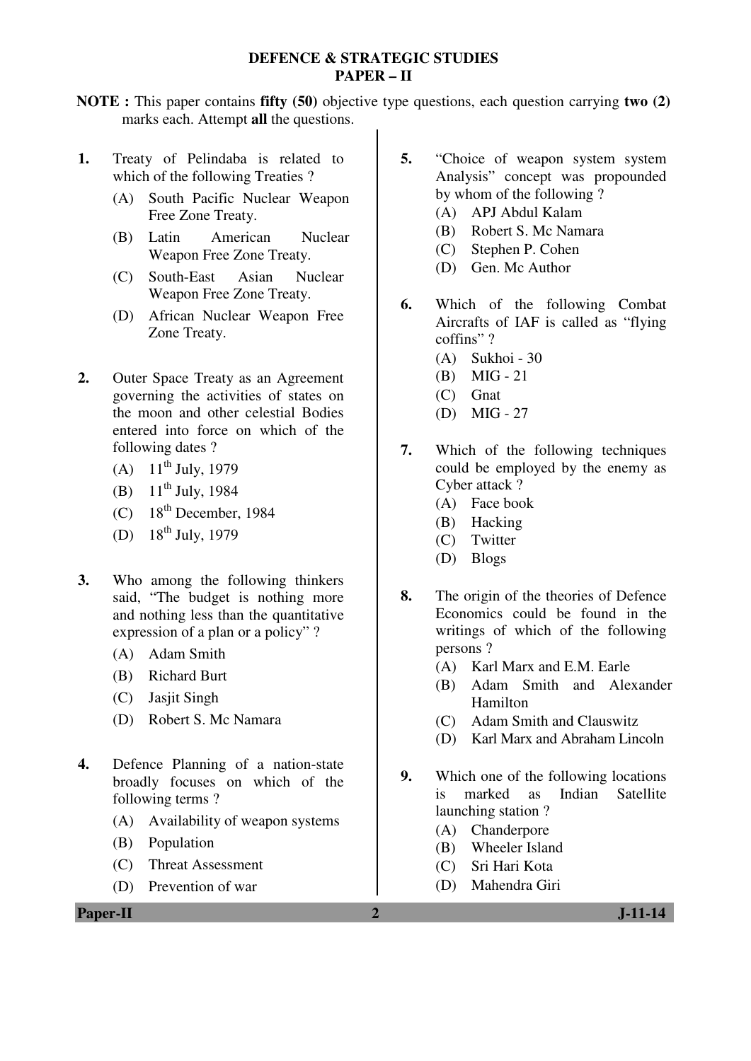# DEFENCE & STRATEGIC STUDIES
## PAPER – II

**NOTE :** This paper contains **fifty (50)** objective type questions, each question carrying **two (2)** marks each. Attempt **all** the questions.

1. Treaty of Pelindaba is related to which of the following Treaties ?
   - (A) South Pacific Nuclear Weapon Free Zone Treaty.
   - (B) Latin American Nuclear Weapon Free Zone Treaty.
   - (C) South-East Asian Nuclear Weapon Free Zone Treaty.
   - (D) African Nuclear Weapon Free Zone Treaty.

2. Outer Space Treaty as an Agreement governing the activities of states on the moon and other celestial Bodies entered into force on which of the following dates ?
   - (A) 11th July, 1979
   - (B) 11th July, 1984
   - (C) 18th December, 1984
   - (D) 18th July, 1979

3. Who among the following thinkers said, "The budget is nothing more and nothing less than the quantitative expression of a plan or a policy" ?
   - (A) Adam Smith
   - (B) Richard Burt
   - (C) Jasjit Singh
   - (D) Robert S. Mc Namara

4. Defence Planning of a nation-state broadly focuses on which of the following terms ?
   - (A) Availability of weapon systems
   - (B) Population
   - (C) Threat Assessment
   - (D) Prevention of war

5. "Choice of weapon system system Analysis" concept was propounded by whom of the following ?
   - (A) APJ Abdul Kalam
   - (B) Robert S. Mc Namara
   - (C) Stephen P. Cohen
   - (D) Gen. Mc Author

6. Which of the following Combat Aircrafts of IAF is called as "flying coffins" ?
   - (A) Sukhoi - 30
   - (B) MIG - 21
   - (C) Gnat
   - (D) MIG - 27

7. Which of the following techniques could be employed by the enemy as Cyber attack ?
   - (A) Face book
   - (B) Hacking
   - (C) Twitter
   - (D) Blogs

8. The origin of the theories of Defence Economics could be found in the writings of which of the following persons ?
   - (A) Karl Marx and E.M. Earle
   - (B) Adam Smith and Alexander Hamilton
   - (C) Adam Smith and Clauswitz
   - (D) Karl Marx and Abraham Lincoln

9. Which one of the following locations is marked as Indian Satellite launching station ?
   - (A) Chanderpore
   - (B) Wheeler Island
   - (C) Sri Hari Kota
   - (D) Mahendra Giri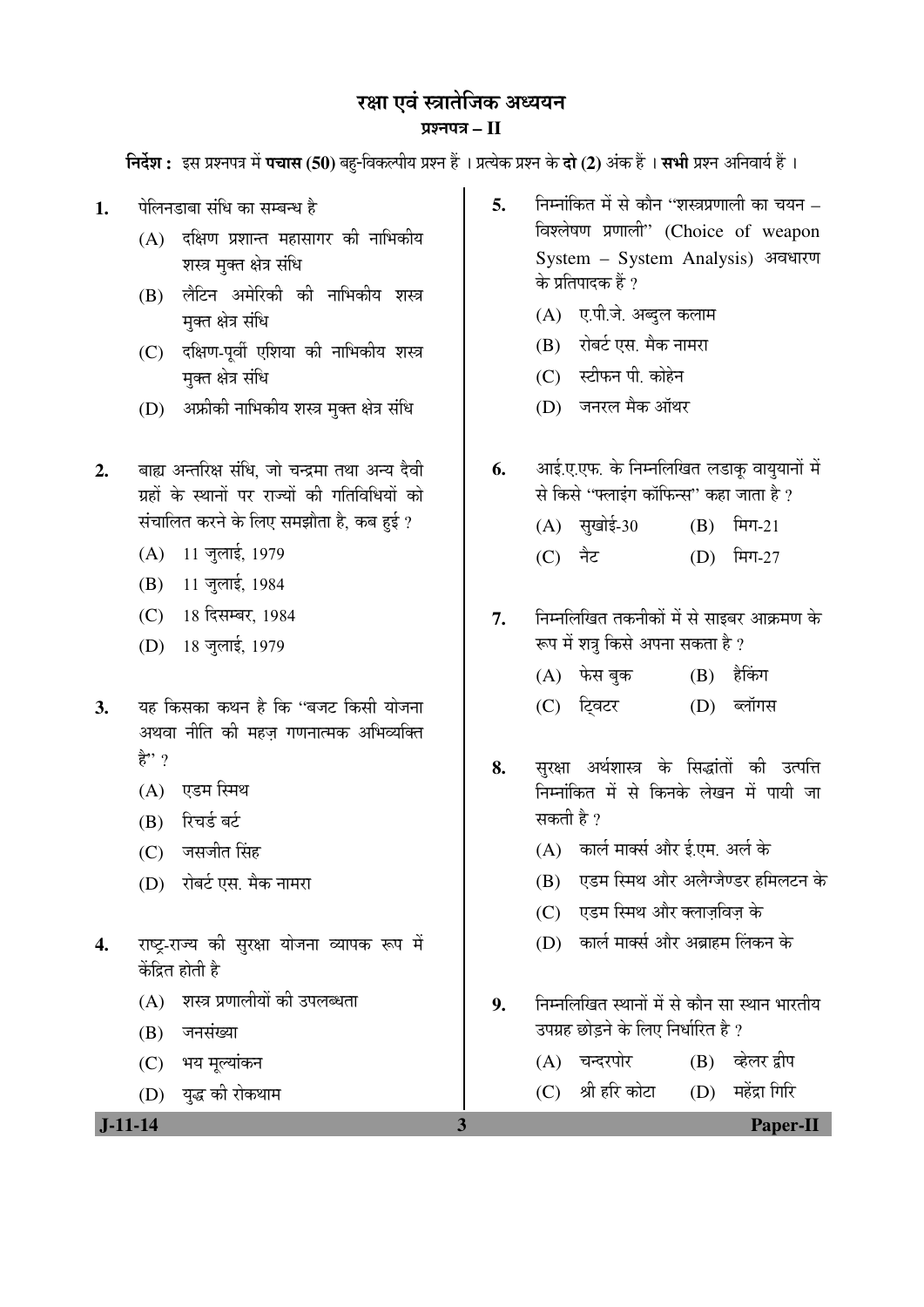# रक्षा एवं स्त्रातेजिक अध्ययन

## प्रश्नपत्र – II

**निर्देश :** इस प्रश्नपत्र में **पचास (50)** बहु-विकल्पीय प्रश्न हैं । प्रत्येक प्रश्न के **दो (2)** अंक हैं । **सभी** प्रश्न अनिवार्य हैं ।

1. पेलिनडाबा संधि का सम्बन्ध है
   (A) दक्षिण प्रशान्त महासागर की नाभिकीय शस्त्र मुक्त क्षेत्र संधि
   (B) लैटिन अमेरिकी की नाभिकीय शस्त्र मुक्त क्षेत्र संधि
   (C) दक्षिण-पूर्वी एशिया की नाभिकीय शस्त्र मुक्त क्षेत्र संधि
   (D) अफ्रीकी नाभिकीय शस्त्र मुक्त क्षेत्र संधि

2. बाह्य अन्तरिक्ष संधि, जो चन्द्रमा तथा अन्य दैवी ग्रहों के स्थानों पर राज्यों की गतिविधियों को संचालित करने के लिए समझौता है, कब हुई ?
   (A) 11 जुलाई, 1979
   (B) 11 जुलाई, 1984
   (C) 18 दिसम्बर, 1984
   (D) 18 जुलाई, 1979

3. यह किसका कथन है कि "बजट किसी योजना अथवा नीति की महज़ गणनात्मक अभिव्यक्ति है" ?
   (A) एडम स्मिथ
   (B) रिचर्ड बर्ट
   (C) जसजीत सिंह
   (D) रोबर्ट एस. मैक नामरा

4. राष्ट्र-राज्य की सुरक्षा योजना व्यापक रूप में केंद्रित होती है
   (A) शस्त्र प्रणालीयों की उपलब्धता
   (B) जनसंख्या
   (C) भय मूल्यांकन
   (D) युद्ध की रोकथाम

5. निम्नांकित में से कौन "शस्त्रप्रणाली का चयन – विश्लेषण प्रणाली" (Choice of weapon System – System Analysis) अवधारण के प्रतिपादक हैं ?
   (A) ए.पी.जे. अब्दुल कलाम
   (B) रोबर्ट एस. मैक नामरा
   (C) स्टीफन पी. कोहेन
   (D) जनरल मैक ऑथर

6. आई.ए.एफ. के निम्नलिखित लडाकू वायुयानों में से किसे "फ्लाइंग कॉफिन्स" कहा जाता है ?
   (A) सुखोई-30
   (B) मिग-21
   (C) नैट
   (D) मिग-27

7. निम्नलिखित तकनीकों में से साइबर आक्रमण के रूप में शत्रु किसे अपना सकता है ?
   (A) फेस बुक
   (B) हैकिंग
   (C) ट्विटर
   (D) ब्लॉगस

8. सुरक्षा अर्थशास्त्र के सिद्धांतों की उत्पत्ति निम्नांकित में से किनके लेखन में पायी जा सकती है ?
   (A) कार्ल मार्क्स और ई.एम. अर्ल के
   (B) एडम स्मिथ और अलैग्जैण्डर हमिलटन के
   (C) एडम स्मिथ और क्लाज़विज़ के
   (D) कार्ल मार्क्स और अब्राहम लिंकन के

9. निम्नलिखित स्थानों में से कौन सा स्थान भारतीय उपग्रह छोड़ने के लिए निर्धारित है ?
   (A) चन्दरपोर
   (B) व्हेलर द्वीप
   (C) श्री हरि कोटा
   (D) महेंद्रा गिरि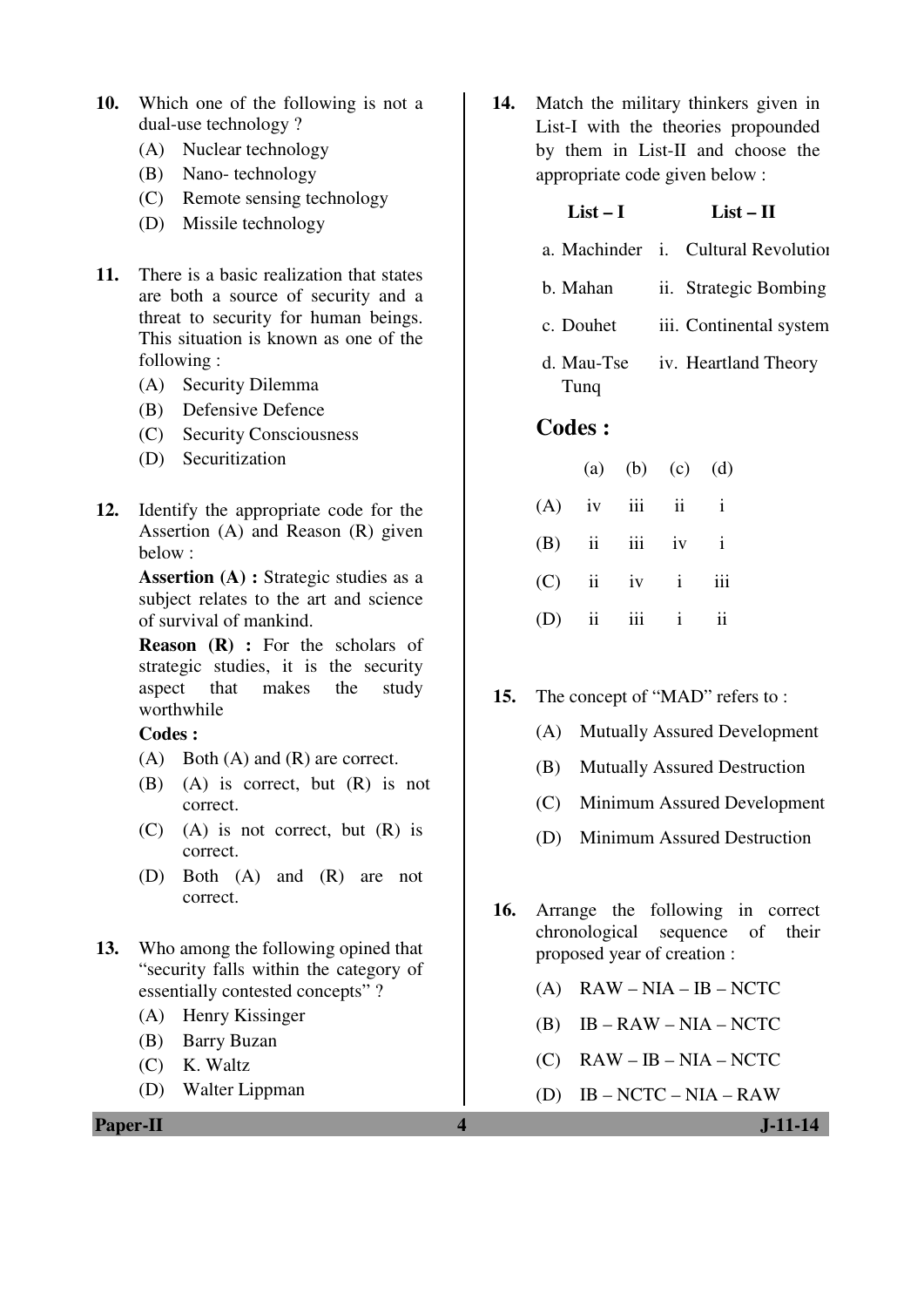10. Which one of the following is not a dual-use technology ?
    (A) Nuclear technology
    (B) Nano- technology
    (C) Remote sensing technology
    (D) Missile technology

11. There is a basic realization that states are both a source of security and a threat to security for human beings. This situation is known as one of the following :
    (A) Security Dilemma
    (B) Defensive Defence
    (C) Security Consciousness
    (D) Securitization

12. Identify the appropriate code for the Assertion (A) and Reason (R) given below :

    **Assertion (A) :** Strategic studies as a subject relates to the art and science of survival of mankind.

    **Reason (R) :** For the scholars of strategic studies, it is the security aspect that makes the study worthwhile

    **Codes :**
    (A) Both (A) and (R) are correct.
    (B) (A) is correct, but (R) is not correct.
    (C) (A) is not correct, but (R) is correct.
    (D) Both (A) and (R) are not correct.

13. Who among the following opined that "security falls within the category of essentially contested concepts" ?
    (A) Henry Kissinger
    (B) Barry Buzan
    (C) K. Waltz
    (D) Walter Lippman

14. Match the military thinkers given in List-I with the theories propounded by them in List-II and choose the appropriate code given below :

| List – I | List – II |
|---|---|
| a. Machinder | i. Cultural Revolution |
| b. Mahan | ii. Strategic Bombing |
| c. Douhet | iii. Continental system |
| d. Mau-Tse Tunq | iv. Heartland Theory |

**Codes :**

| | (a) | (b) | (c) | (d) |
|---|---|---|---|---|
| (A) | iv | iii | ii | i |
| (B) | ii | iii | iv | i |
| (C) | ii | iv | i | iii |
| (D) | ii | iii | i | ii |

15. The concept of "MAD" refers to :
    (A) Mutually Assured Development
    (B) Mutually Assured Destruction
    (C) Minimum Assured Development
    (D) Minimum Assured Destruction

16. Arrange the following in correct chronological sequence of their proposed year of creation :
    (A) RAW – NIA – IB – NCTC
    (B) IB – RAW – NIA – NCTC
    (C) RAW – IB – NIA – NCTC
    (D) IB – NCTC – NIA – RAW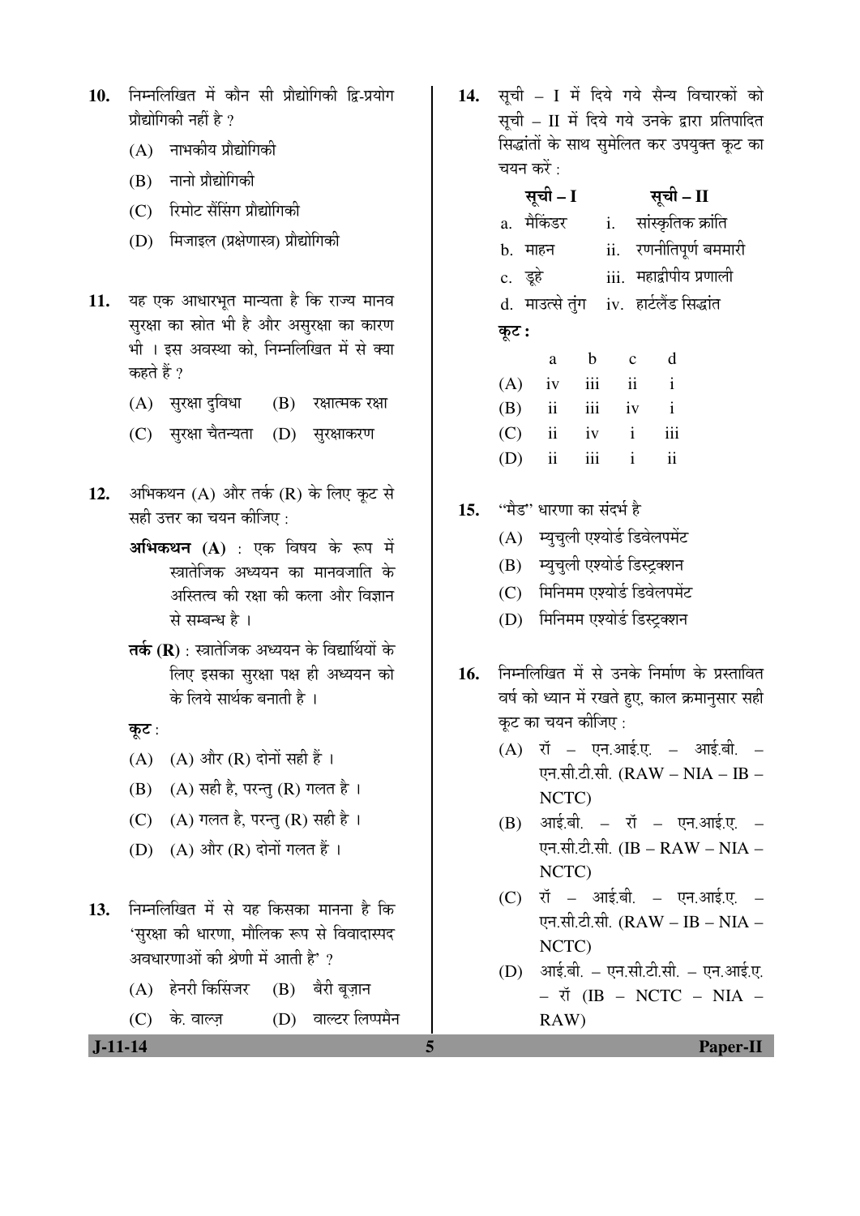**10.** निम्नलिखित में कौन सी प्रौद्योगिकी द्वि-प्रयोग प्रौद्योगिकी नहीं है ?

(A) नाभकीय प्रौद्योगिकी

(B) नानो प्रौद्योगिकी

(C) रिमोट सैंसिंग प्रौद्योगिकी

(D) मिजाइल (प्रक्षेणास्त्र) प्रौद्योगिकी

**11.** यह एक आधारभूत मान्यता है कि राज्य मानव सुरक्षा का स्रोत भी है और असुरक्षा का कारण भी । इस अवस्था को, निम्नलिखित में से क्या कहते हैं ?

(A) सुरक्षा दुविधा (B) रक्षात्मक रक्षा

(C) सुरक्षा चैतन्यता (D) सुरक्षाकरण

**12.** अभिकथन (A) और तर्क (R) के लिए कूट से सही उत्तर का चयन कीजिए :

**अभिकथन (A)** : एक विषय के रूप में स्त्रातेजिक अध्ययन का मानवजाति के अस्तित्व की रक्षा की कला और विज्ञान से सम्बन्ध है ।

**तर्क (R)** : स्त्रातेजिक अध्ययन के विद्यार्थियों के लिए इसका सुरक्षा पक्ष ही अध्ययन को के लिये सार्थक बनाती है ।

**कूट** :

(A) (A) और (R) दोनों सही हैं ।

(B) (A) सही है, परन्तु (R) गलत है ।

(C) (A) गलत है, परन्तु (R) सही है ।

(D) (A) और (R) दोनों गलत हैं ।

**13.** निम्नलिखित में से यह किसका मानना है कि 'सुरक्षा की धारणा, मौलिक रूप से विवादास्पद अवधारणाओं की श्रेणी में आती है' ?

(A) हेनरी किसिंजर (B) बैरी बूज़ान

(C) के. वाल्ज़ (D) वाल्टर लिप्पमैन

**14.** सूची – I में दिये गये सैन्य विचारकों को सूची – II में दिये गये उनके द्वारा प्रतिपादित सिद्धांतों के साथ सुमेलित कर उपयुक्त कूट का चयन करें :

| **सूची – I** | **सूची – II** |
|---|---|
| a. मैकिंडर | i. सांस्कृतिक क्रांति |
| b. माहन | ii. रणनीतिपूर्ण बममारी |
| c. डूहे | iii. महाद्वीपीय प्रणाली |
| d. माउत्से तुंग | iv. हार्टलैंड सिद्धांत |

**कूट :**

| | a | b | c | d |
|---|---|---|---|---|
| (A) | iv | iii | ii | i |
| (B) | ii | iii | iv | i |
| (C) | ii | iv | i | iii |
| (D) | ii | iii | i | ii |

**15.** "मैड" धारणा का संदर्भ है

(A) म्युचुली एश्योर्ड डिवेलपमेंट

(B) म्युचुली एश्योर्ड डिस्ट्रक्शन

(C) मिनिमम एश्योर्ड डिवेलपमेंट

(D) मिनिमम एश्योर्ड डिस्ट्रक्शन

**16.** निम्नलिखित में से उनके निर्माण के प्रस्तावित वर्ष को ध्यान में रखते हुए, काल क्रमानुसार सही कूट का चयन कीजिए :

(A) रॉ – एन.आई.ए. – आई.बी. – एन.सी.टी.सी. (RAW – NIA – IB – NCTC)

(B) आई.बी. – रॉ – एन.आई.ए. – एन.सी.टी.सी. (IB – RAW – NIA – NCTC)

(C) रॉ – आई.बी. – एन.आई.ए. – एन.सी.टी.सी. (RAW – IB – NIA – NCTC)

(D) आई.बी. – एन.सी.टी.सी. – एन.आई.ए. – रॉ (IB – NCTC – NIA – RAW)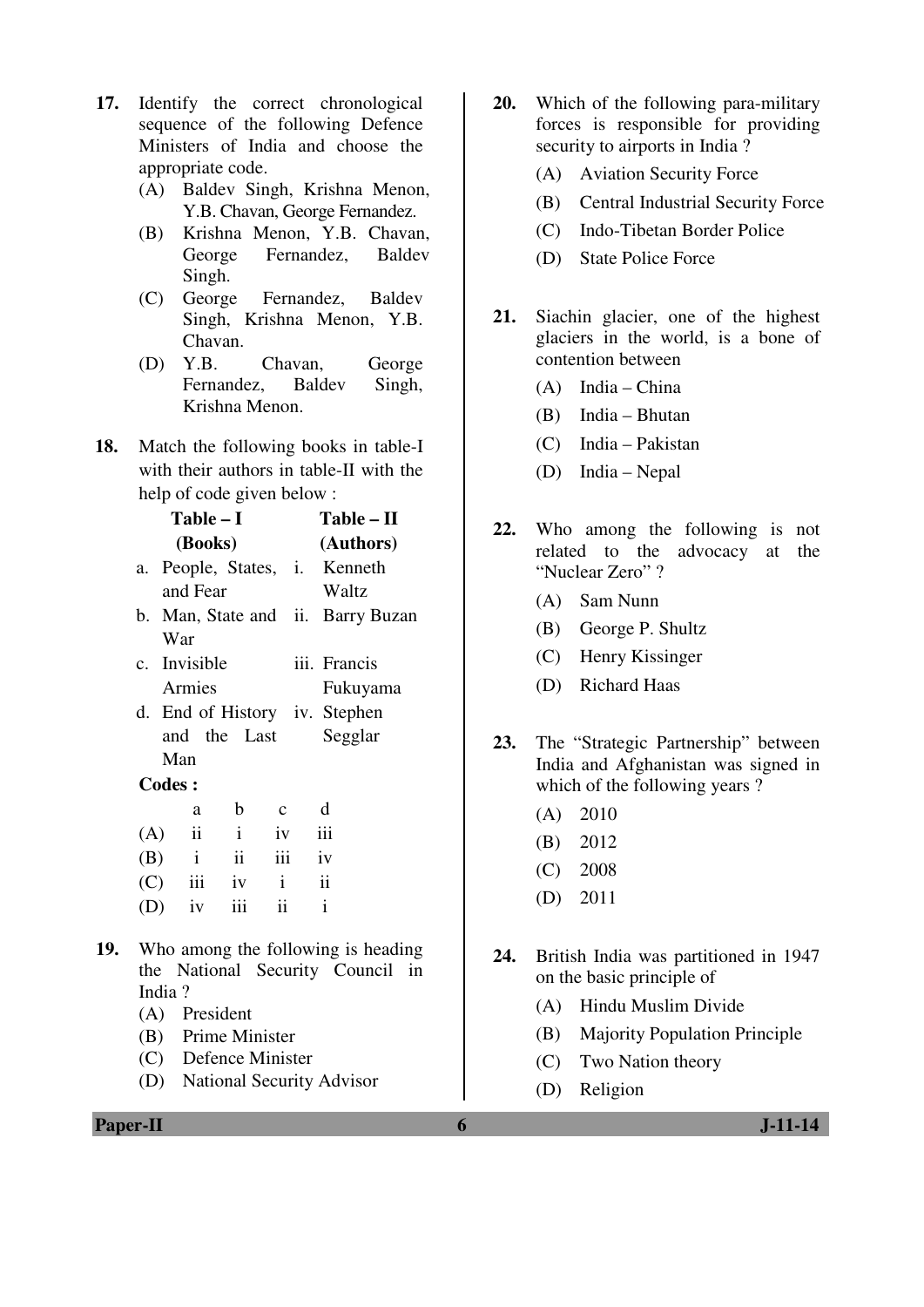17. Identify the correct chronological sequence of the following Defence Ministers of India and choose the appropriate code.
   (A) Baldev Singh, Krishna Menon, Y.B. Chavan, George Fernandez.
   (B) Krishna Menon, Y.B. Chavan, George Fernandez, Baldev Singh.
   (C) George Fernandez, Baldev Singh, Krishna Menon, Y.B. Chavan.
   (D) Y.B. Chavan, George Fernandez, Baldev Singh, Krishna Menon.

18. Match the following books in table-I with their authors in table-II with the help of code given below :

| Table – I (Books) | Table – II (Authors) |
|---|---|
| a. People, States, and Fear | i. Kenneth Waltz |
| b. Man, State and War | ii. Barry Buzan |
| c. Invisible Armies | iii. Francis Fukuyama |
| d. End of History and the Last Man | iv. Stephen Segglar |

**Codes :**

| | a | b | c | d |
|---|---|---|---|---|
| (A) | ii | i | iv | iii |
| (B) | i | ii | iii | iv |
| (C) | iii | iv | i | ii |
| (D) | iv | iii | ii | i |

19. Who among the following is heading the National Security Council in India ?
   (A) President
   (B) Prime Minister
   (C) Defence Minister
   (D) National Security Advisor

20. Which of the following para-military forces is responsible for providing security to airports in India ?
   (A) Aviation Security Force
   (B) Central Industrial Security Force
   (C) Indo-Tibetan Border Police
   (D) State Police Force

21. Siachin glacier, one of the highest glaciers in the world, is a bone of contention between
   (A) India – China
   (B) India – Bhutan
   (C) India – Pakistan
   (D) India – Nepal

22. Who among the following is not related to the advocacy at the "Nuclear Zero" ?
   (A) Sam Nunn
   (B) George P. Shultz
   (C) Henry Kissinger
   (D) Richard Haas

23. The "Strategic Partnership" between India and Afghanistan was signed in which of the following years ?
   (A) 2010
   (B) 2012
   (C) 2008
   (D) 2011

24. British India was partitioned in 1947 on the basic principle of
   (A) Hindu Muslim Divide
   (B) Majority Population Principle
   (C) Two Nation theory
   (D) Religion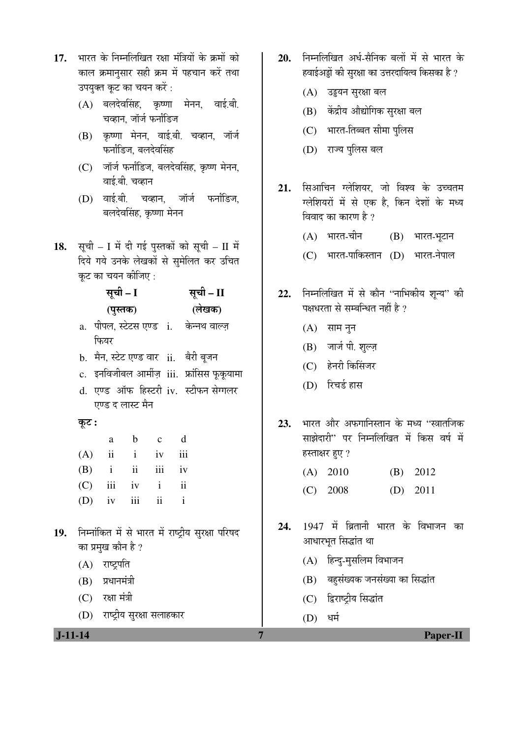17. भारत के निम्नलिखित रक्षा मंत्रियों के क्रमों को काल क्रमानुसार सही क्रम में पहचान करें तथा उपयुक्त कूट का चयन करें :

    (A) बलदेवसिंह, कृष्णा मेनन, वाई.बी. चव्हान, जॉर्ज फर्नांडिज
    (B) कृष्णा मेनन, वाई.बी. चव्हान, जॉर्ज फर्नांडिज, बलदेवसिंह
    (C) जॉर्ज फर्नांडिज, बलदेवसिंह, कृष्ण मेनन, वाई.बी. चव्हान
    (D) वाई.बी. चव्हान, जॉर्ज फर्नांडिज, बलदेवसिंह, कृष्णा मेनन

18. सूची – I में दी गई पुस्तकों को सूची – II में दिये गये उनके लेखकों से सुमेलित कर उचित कूट का चयन कीजिए :

| सूची – I (पुस्तक) | सूची – II (लेखक) |
|---|---|
| a. पीपल, स्टेटस एण्ड फियर | i. केन्नथ वाल्ज़ |
| b. मैन, स्टेट एण्ड वार | ii. बैरी बूजन |
| c. इनविजीबल आर्मीज़ | iii. फ्रांसिस फूकूयामा |
| d. एण्ड ऑफ हिस्टरी एण्ड द लास्ट मैन | iv. स्टीफन सेग्गलर |

**कूट :**

| | a | b | c | d |
|---|---|---|---|---|
| (A) | ii | i | iv | iii |
| (B) | i | ii | iii | iv |
| (C) | iii | iv | i | ii |
| (D) | iv | iii | ii | i |

19. निम्नांकित में से भारत में राष्ट्रीय सुरक्षा परिषद का प्रमुख कौन है ?

    (A) राष्ट्रपति
    (B) प्रधानमंत्री
    (C) रक्षा मंत्री
    (D) राष्ट्रीय सुरक्षा सलाहकार

20. निम्नलिखित अर्ध-सैनिक बलों में से भारत के हवाईअड्डों की सुरक्षा का उत्तरदायित्व किसका है ?

    (A) उड्डयन सुरक्षा बल
    (B) केंद्रीय औद्योगिक सुरक्षा बल
    (C) भारत-तिब्बत सीमा पुलिस
    (D) राज्य पुलिस बल

21. सिआचिन ग्लेशियर, जो विश्व के उच्चतम ग्लेशियरों में से एक है, किन देशों के मध्य विवाद का कारण है ?

    (A) भारत-चीन
    (B) भारत-भूटान
    (C) भारत-पाकिस्तान
    (D) भारत-नेपाल

22. निम्नलिखित में से कौन "नाभिकीय शून्य" की पक्षधरता से सम्बन्धित नहीं है ?

    (A) साम नुन
    (B) जार्ज पी. शुल्ज़
    (C) हेनरी किसिंजर
    (D) रिचर्ड हास

23. भारत और अफगानिस्तान के मध्य "स्त्रातजिक साझेदारी" पर निम्नलिखित में किस वर्ष में हस्ताक्षर हुए ?

    (A) 2010
    (B) 2012
    (C) 2008
    (D) 2011

24. 1947 में ब्रितानी भारत के विभाजन का आधारभूत सिद्धांत था

    (A) हिन्दु-मुसलिम विभाजन
    (B) बहुसंख्यक जनसंख्या का सिद्धांत
    (C) द्विराष्ट्रीय सिद्धांत
    (D) धर्म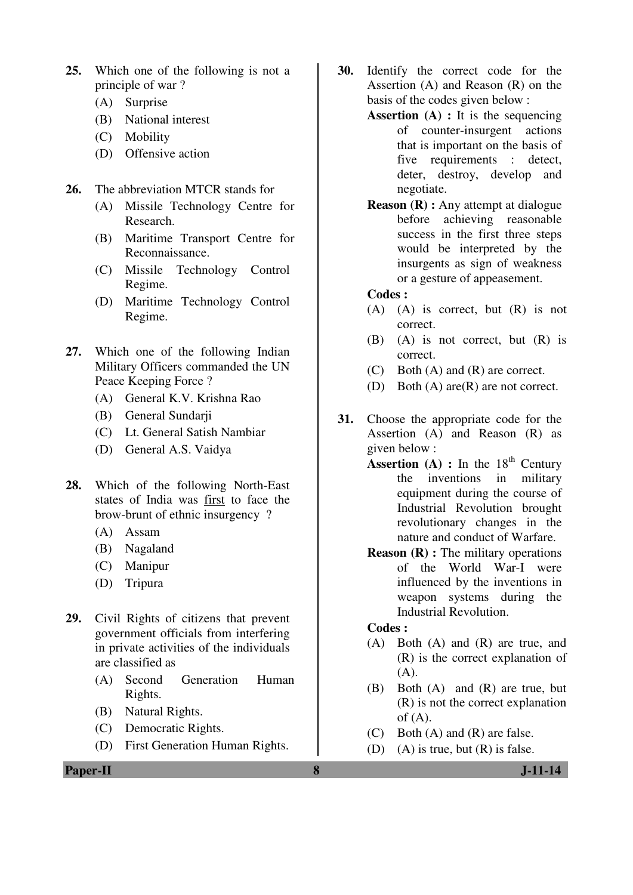25. Which one of the following is not a principle of war ?
    (A) Surprise
    (B) National interest
    (C) Mobility
    (D) Offensive action

26. The abbreviation MTCR stands for
    (A) Missile Technology Centre for Research.
    (B) Maritime Transport Centre for Reconnaissance.
    (C) Missile Technology Control Regime.
    (D) Maritime Technology Control Regime.

27. Which one of the following Indian Military Officers commanded the UN Peace Keeping Force ?
    (A) General K.V. Krishna Rao
    (B) General Sundarji
    (C) Lt. General Satish Nambiar
    (D) General A.S. Vaidya

28. Which of the following North-East states of India was <u>first</u> to face the brow-brunt of ethnic insurgency ?
    (A) Assam
    (B) Nagaland
    (C) Manipur
    (D) Tripura

29. Civil Rights of citizens that prevent government officials from interfering in private activities of the individuals are classified as
    (A) Second Generation Human Rights.
    (B) Natural Rights.
    (C) Democratic Rights.
    (D) First Generation Human Rights.

30. Identify the correct code for the Assertion (A) and Reason (R) on the basis of the codes given below :

    **Assertion (A) :** It is the sequencing of counter-insurgent actions that is important on the basis of five requirements : detect, deter, destroy, develop and negotiate.

    **Reason (R) :** Any attempt at dialogue before achieving reasonable success in the first three steps would be interpreted by the insurgents as sign of weakness or a gesture of appeasement.

    **Codes :**
    (A) (A) is correct, but (R) is not correct.
    (B) (A) is not correct, but (R) is correct.
    (C) Both (A) and (R) are correct.
    (D) Both (A) are(R) are not correct.

31. Choose the appropriate code for the Assertion (A) and Reason (R) as given below :

    **Assertion (A) :** In the 18th Century the inventions in military equipment during the course of Industrial Revolution brought revolutionary changes in the nature and conduct of Warfare.

    **Reason (R) :** The military operations of the World War-I were influenced by the inventions in weapon systems during the Industrial Revolution.

    **Codes :**
    (A) Both (A) and (R) are true, and (R) is the correct explanation of (A).
    (B) Both (A) and (R) are true, but (R) is not the correct explanation of (A).
    (C) Both (A) and (R) are false.
    (D) (A) is true, but (R) is false.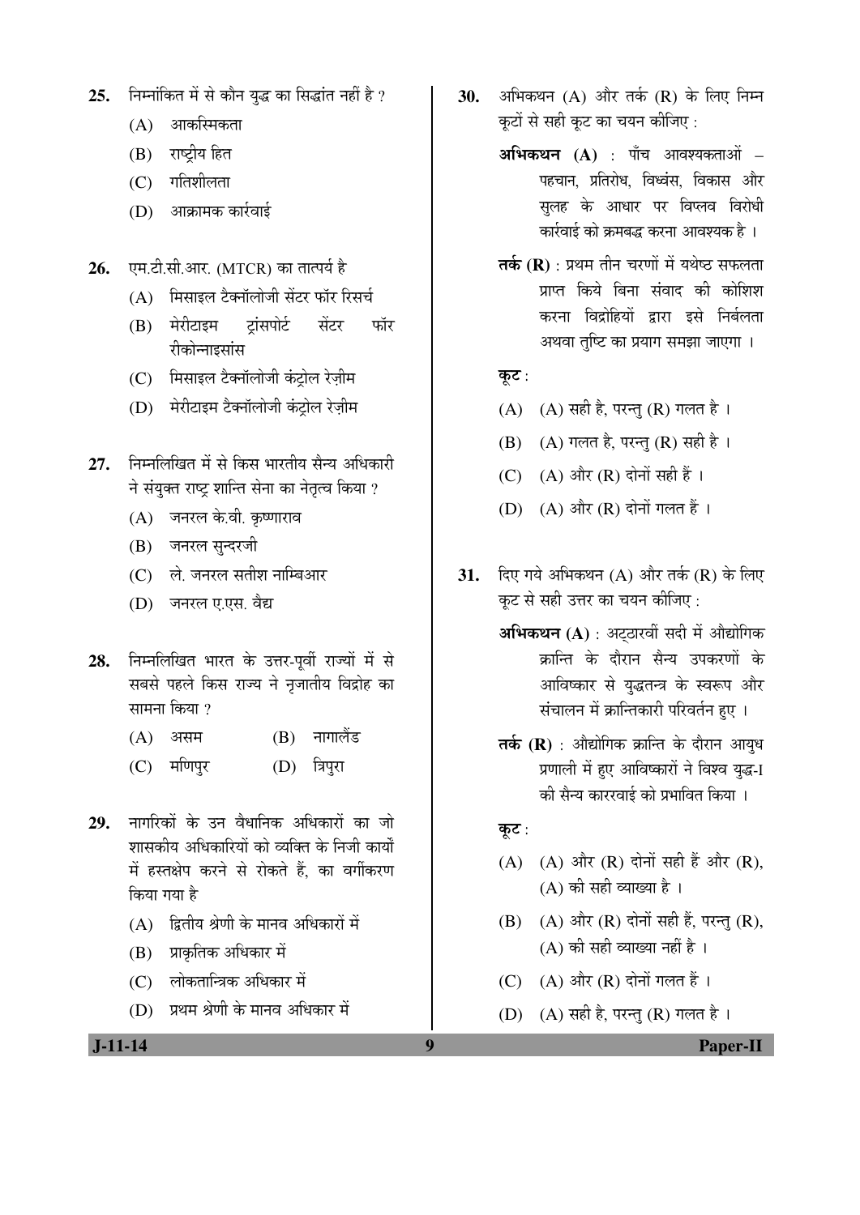25. निम्नांकित में से कौन युद्ध का सिद्धांत नहीं है ?

   (A) आकस्मिकता
   (B) राष्ट्रीय हित
   (C) गतिशीलता
   (D) आक्रामक कार्रवाई

26. एम.टी.सी.आर. (MTCR) का तात्पर्य है

   (A) मिसाइल टैक्नॉलोजी सेंटर फॉर रिसर्च
   (B) मेरीटाइम ट्रांसपोर्ट सेंटर फॉर रीकोन्नाइसांस
   (C) मिसाइल टैक्नॉलोजी कंट्रोल रेज़ीम
   (D) मेरीटाइम टैक्नॉलोजी कंट्रोल रेज़ीम

27. निम्नलिखित में से किस भारतीय सैन्य अधिकारी ने संयुक्त राष्ट्र शान्ति सेना का नेतृत्व किया ?

   (A) जनरल के.वी. कृष्णाराव
   (B) जनरल सुन्दरजी
   (C) ले. जनरल सतीश नाम्बिआर
   (D) जनरल ए.एस. वैद्य

28. निम्नलिखित भारत के उत्तर-पूर्वी राज्यों में से सबसे पहले किस राज्य ने नृजातीय विद्रोह का सामना किया ?

   (A) असम
   (B) नागालैंड
   (C) मणिपुर
   (D) त्रिपुरा

29. नागरिकों के उन वैधानिक अधिकारों का जो शासकीय अधिकारियों को व्यक्ति के निजी कार्यों में हस्तक्षेप करने से रोकते हैं, का वर्गीकरण किया गया है

   (A) द्वितीय श्रेणी के मानव अधिकारों में
   (B) प्राकृतिक अधिकार में
   (C) लोकतान्त्रिक अधिकार में
   (D) प्रथम श्रेणी के मानव अधिकार में

30. अभिकथन (A) और तर्क (R) के लिए निम्न कूटों से सही कूट का चयन कीजिए :

   **अभिकथन (A)** : पाँच आवश्यकताओं – पहचान, प्रतिरोध, विध्वंस, विकास और सुलह के आधार पर विप्लव विरोधी कार्रवाई को क्रमबद्ध करना आवश्यक है ।

   **तर्क (R)** : प्रथम तीन चरणों में यथेष्ट सफलता प्राप्त किये बिना संवाद की कोशिश करना विद्रोहियों द्वारा इसे निर्बलता अथवा तुष्टि का प्रयोग समझा जाएगा ।

   **कूट** :

   (A) (A) सही है, परन्तु (R) गलत है ।
   (B) (A) गलत है, परन्तु (R) सही है ।
   (C) (A) और (R) दोनों सही हैं ।
   (D) (A) और (R) दोनों गलत हैं ।

31. दिए गये अभिकथन (A) और तर्क (R) के लिए कूट से सही उत्तर का चयन कीजिए :

   **अभिकथन (A)** : अट्ठारवीं सदी में औद्योगिक क्रान्ति के दौरान सैन्य उपकरणों के आविष्कार से युद्धतन्त्र के स्वरूप और संचालन में क्रान्तिकारी परिवर्तन हुए ।

   **तर्क (R)** : औद्योगिक क्रान्ति के दौरान आयुध प्रणाली में हुए आविष्कारों ने विश्व युद्ध-I की सैन्य कारर्वाई को प्रभावित किया ।

   **कूट** :

   (A) (A) और (R) दोनों सही हैं और (R), (A) की सही व्याख्या है ।
   (B) (A) और (R) दोनों सही हैं, परन्तु (R), (A) की सही व्याख्या नहीं है ।
   (C) (A) और (R) दोनों गलत हैं ।
   (D) (A) सही है, परन्तु (R) गलत है ।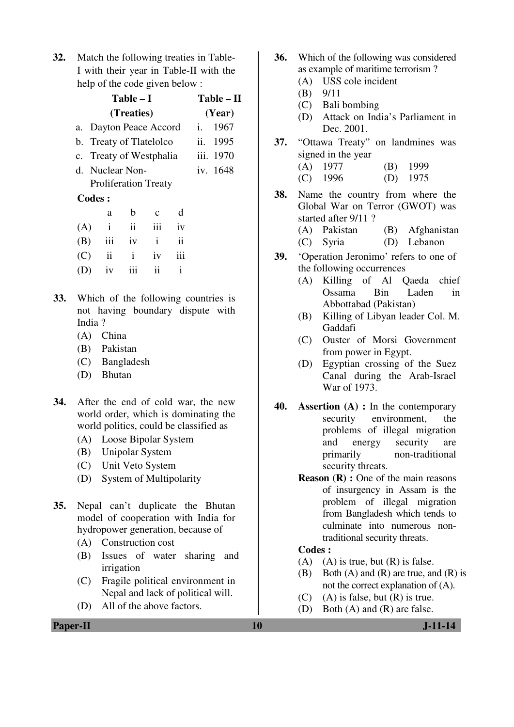32. Match the following treaties in Table-I with their year in Table-II with the help of the code given below :

| Table – I (Treaties) | Table – II (Year) |
|---|---|
| a. Dayton Peace Accord | i. 1967 |
| b. Treaty of Tlatelolco | ii. 1995 |
| c. Treaty of Westphalia | iii. 1970 |
| d. Nuclear Non-Proliferation Treaty | iv. 1648 |

**Codes :**

| | a | b | c | d |
|---|---|---|---|---|
| (A) | i | ii | iii | iv |
| (B) | iii | iv | i | ii |
| (C) | ii | i | iv | iii |
| (D) | iv | iii | ii | i |

33. Which of the following countries is not having boundary dispute with India ?
   - (A) China
   - (B) Pakistan
   - (C) Bangladesh
   - (D) Bhutan

34. After the end of cold war, the new world order, which is dominating the world politics, could be classified as
   - (A) Loose Bipolar System
   - (B) Unipolar System
   - (C) Unit Veto System
   - (D) System of Multipolarity

35. Nepal can't duplicate the Bhutan model of cooperation with India for hydropower generation, because of
   - (A) Construction cost
   - (B) Issues of water sharing and irrigation
   - (C) Fragile political environment in Nepal and lack of political will.
   - (D) All of the above factors.

36. Which of the following was considered as example of maritime terrorism ?
   - (A) USS cole incident
   - (B) 9/11
   - (C) Bali bombing
   - (D) Attack on India's Parliament in Dec. 2001.

37. "Ottawa Treaty" on landmines was signed in the year
   - (A) 1977
   - (B) 1999
   - (C) 1996
   - (D) 1975

38. Name the country from where the Global War on Terror (GWOT) was started after 9/11 ?
   - (A) Pakistan
   - (B) Afghanistan
   - (C) Syria
   - (D) Lebanon

39. 'Operation Jeronimo' refers to one of the following occurrences
   - (A) Killing of Al Qaeda chief Ossama Bin Laden in Abbottabad (Pakistan)
   - (B) Killing of Libyan leader Col. M. Gaddafi
   - (C) Ouster of Morsi Government from power in Egypt.
   - (D) Egyptian crossing of the Suez Canal during the Arab-Israel War of 1973.

40. **Assertion (A) :** In the contemporary security environment, the problems of illegal migration and energy security are primarily non-traditional security threats.

   **Reason (R) :** One of the main reasons of insurgency in Assam is the problem of illegal migration from Bangladesh which tends to culminate into numerous non-traditional security threats.

   **Codes :**
   - (A) (A) is true, but (R) is false.
   - (B) Both (A) and (R) are true, and (R) is not the correct explanation of (A).
   - (C) (A) is false, but (R) is true.
   - (D) Both (A) and (R) are false.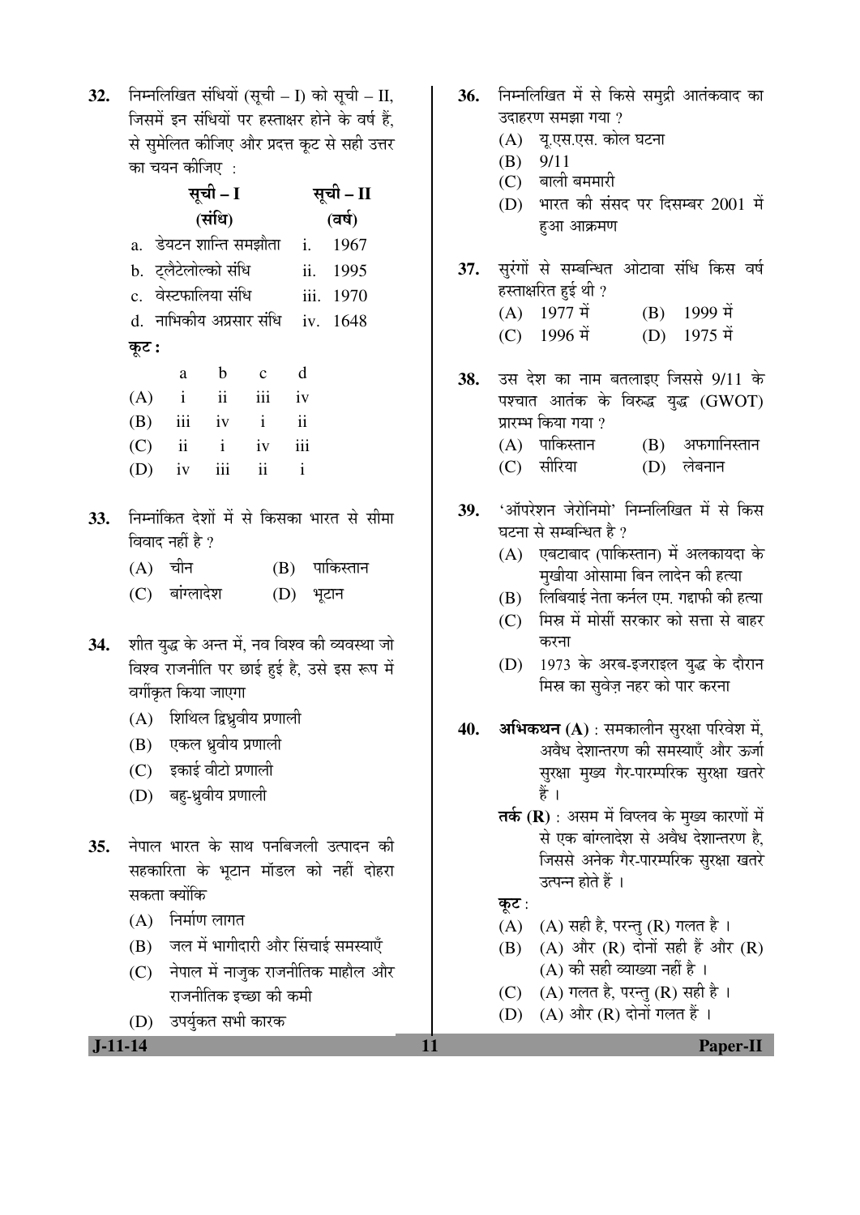**32.** निम्नलिखित संधियों (सूची – I) को सूची – II, जिसमें इन संधियों पर हस्ताक्षर होने के वर्ष हैं, से सुमेलित कीजिए और प्रदत्त कूट से सही उत्तर का चयन कीजिए :

| सूची – I (संधि) | सूची – II (वर्ष) |
|---|---|
| a. डेयटन शान्ति समझौता | i. 1967 |
| b. ट्लैटेलोल्को संधि | ii. 1995 |
| c. वेस्टफालिया संधि | iii. 1970 |
| d. नाभिकीय अप्रसार संधि | iv. 1648 |

**कूट :**

| | a | b | c | d |
|---|---|---|---|---|
| (A) | i | ii | iii | iv |
| (B) | iii | iv | i | ii |
| (C) | ii | i | iv | iii |
| (D) | iv | iii | ii | i |

**33.** निम्नांकित देशों में से किसका भारत से सीमा विवाद नहीं है ?

(A) चीन
(B) पाकिस्तान
(C) बांग्लादेश
(D) भूटान

**34.** शीत युद्ध के अन्त में, नव विश्व की व्यवस्था जो विश्व राजनीति पर छाई हुई है, उसे इस रूप में वर्गीकृत किया जाएगा

(A) शिथिल द्विध्रुवीय प्रणाली
(B) एकल ध्रुवीय प्रणाली
(C) इकाई वीटो प्रणाली
(D) बहु-ध्रुवीय प्रणाली

**35.** नेपाल भारत के साथ पनबिजली उत्पादन की सहकारिता के भूटान मॉडल को नहीं दोहरा सकता क्योंकि

(A) निर्माण लागत
(B) जल में भागीदारी और सिंचाई समस्याएँ
(C) नेपाल में नाजुक राजनीतिक माहौल और राजनीतिक इच्छा की कमी
(D) उपर्युक्त सभी कारक

**36.** निम्नलिखित में से किसे समुद्री आतंकवाद का उदाहरण समझा गया ?

(A) यू.एस.एस. कोल घटना
(B) 9/11
(C) बाली बममारी
(D) भारत की संसद पर दिसम्बर 2001 में हुआ आक्रमण

**37.** सुरंगों से सम्बन्धित ओटावा संधि किस वर्ष हस्ताक्षरित हुई थी ?

(A) 1977 में
(B) 1999 में
(C) 1996 में
(D) 1975 में

**38.** उस देश का नाम बतलाइए जिससे 9/11 के पश्चात आतंक के विरुद्ध युद्ध (GWOT) प्रारम्भ किया गया ?

(A) पाकिस्तान
(B) अफगानिस्तान
(C) सीरिया
(D) लेबनान

**39.** 'ऑपरेशन जेरोनिमो' निम्नलिखित में से किस घटना से सम्बन्धित है ?

(A) एबटाबाद (पाकिस्तान) में अलकायदा के मुखीया ओसामा बिन लादेन की हत्या
(B) लिबियाई नेता कर्नल एम. गद्दाफी की हत्या
(C) मिस्र में मोर्सी सरकार को सत्ता से बाहर करना
(D) 1973 के अरब-इजराइल युद्ध के दौरान मिस्र का सुवेज़ नहर को पार करना

**40.** **अभिकथन (A)** : समकालीन सुरक्षा परिवेश में, अवैध देशान्तरण की समस्याएँ और ऊर्जा सुरक्षा मुख्य गैर-पारम्परिक सुरक्षा खतरे हैं ।

**तर्क (R)** : असम में विप्लव के मुख्य कारणों में से एक बांग्लादेश से अवैध देशान्तरण है, जिससे अनेक गैर-पारम्परिक सुरक्षा खतरे उत्पन्न होते हैं ।

**कूट** :

(A) (A) सही है, परन्तु (R) गलत है ।
(B) (A) और (R) दोनों सही हैं और (R) (A) की सही व्याख्या नहीं है ।
(C) (A) गलत है, परन्तु (R) सही है ।
(D) (A) और (R) दोनों गलत हैं ।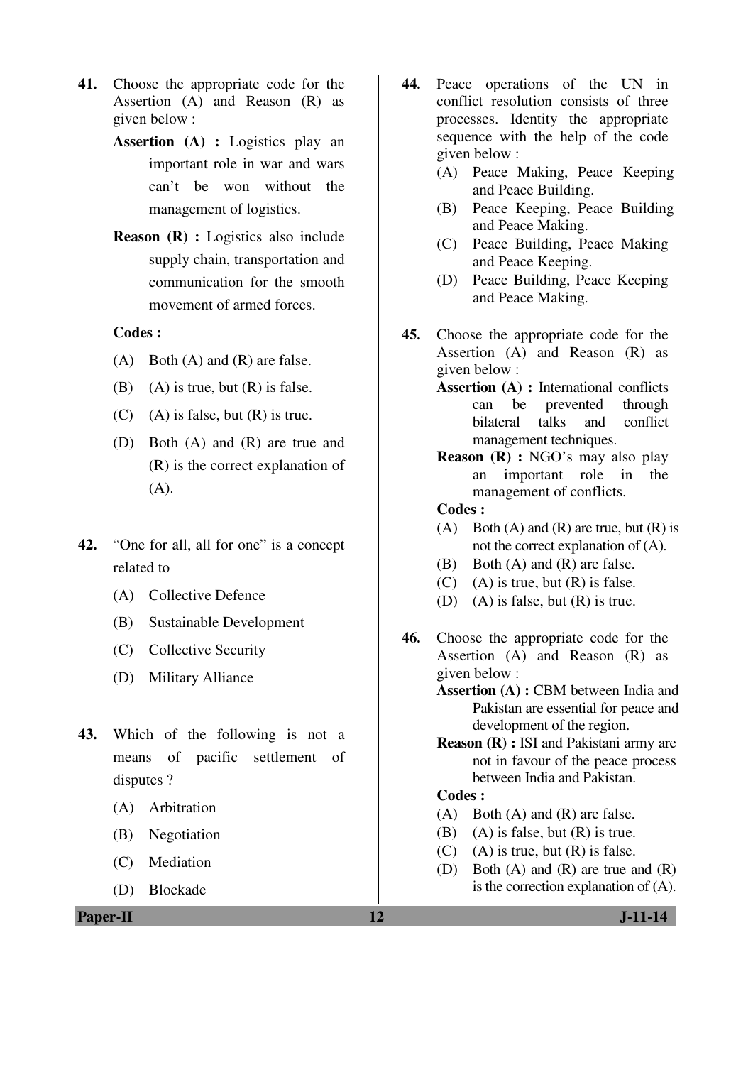41. Choose the appropriate code for the Assertion (A) and Reason (R) as given below :

    **Assertion (A) :** Logistics play an important role in war and wars can't be won without the management of logistics.

    **Reason (R) :** Logistics also include supply chain, transportation and communication for the smooth movement of armed forces.

    **Codes :**

    (A) Both (A) and (R) are false.

    (B) (A) is true, but (R) is false.

    (C) (A) is false, but (R) is true.

    (D) Both (A) and (R) are true and (R) is the correct explanation of (A).

42. "One for all, all for one" is a concept related to

    (A) Collective Defence

    (B) Sustainable Development

    (C) Collective Security

    (D) Military Alliance

43. Which of the following is not a means of pacific settlement of disputes ?

    (A) Arbitration

    (B) Negotiation

    (C) Mediation

    (D) Blockade

44. Peace operations of the UN in conflict resolution consists of three processes. Identity the appropriate sequence with the help of the code given below :

    (A) Peace Making, Peace Keeping and Peace Building.

    (B) Peace Keeping, Peace Building and Peace Making.

    (C) Peace Building, Peace Making and Peace Keeping.

    (D) Peace Building, Peace Keeping and Peace Making.

45. Choose the appropriate code for the Assertion (A) and Reason (R) as given below :

    **Assertion (A) :** International conflicts can be prevented through bilateral talks and conflict management techniques.

    **Reason (R) :** NGO's may also play an important role in the management of conflicts.

    **Codes :**

    (A) Both (A) and (R) are true, but (R) is not the correct explanation of (A).

    (B) Both (A) and (R) are false.

    (C) (A) is true, but (R) is false.

    (D) (A) is false, but (R) is true.

46. Choose the appropriate code for the Assertion (A) and Reason (R) as given below :

    **Assertion (A) :** CBM between India and Pakistan are essential for peace and development of the region.

    **Reason (R) :** ISI and Pakistani army are not in favour of the peace process between India and Pakistan.

    **Codes :**

    (A) Both (A) and (R) are false.

    (B) (A) is false, but (R) is true.

    (C) (A) is true, but (R) is false.

    (D) Both (A) and (R) are true and (R) is the correction explanation of (A).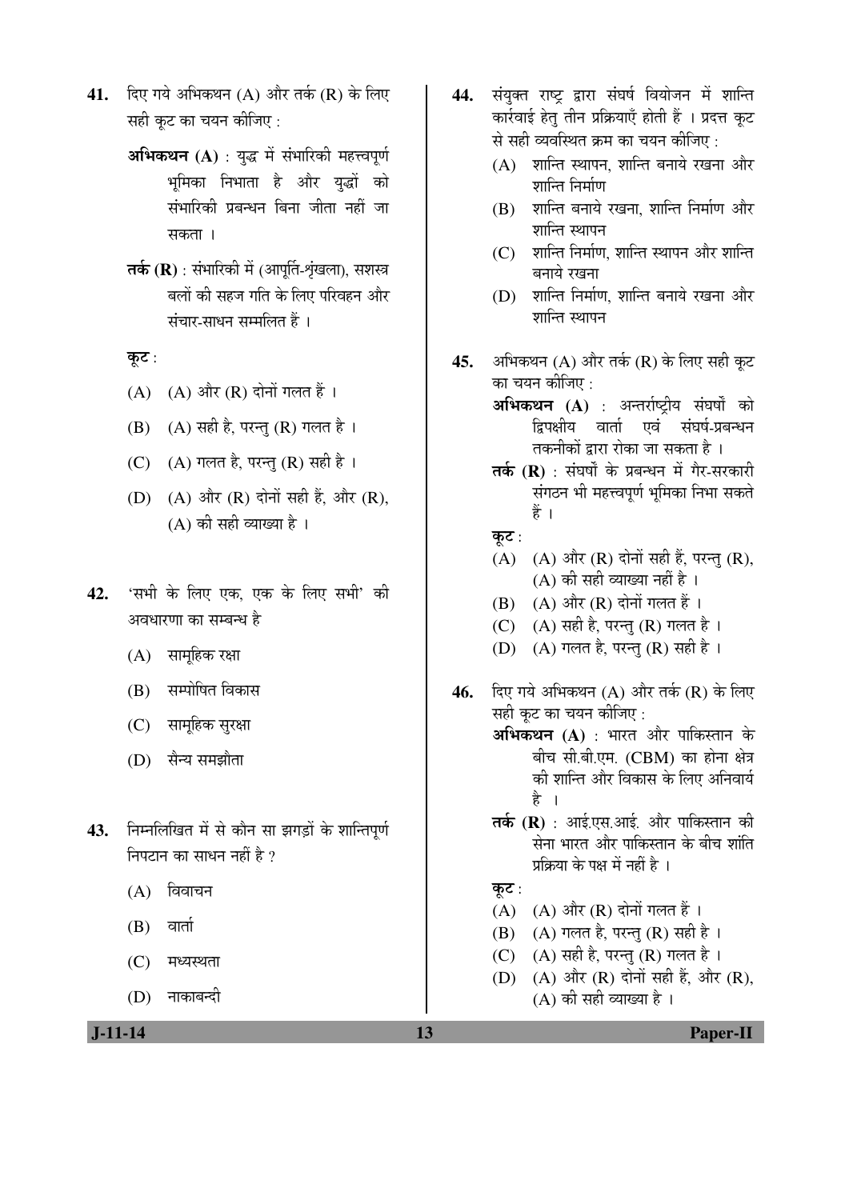41. दिए गये अभिकथन (A) और तर्क (R) के लिए सही कूट का चयन कीजिए :

    **अभिकथन (A)** : युद्ध में संभारिकी महत्त्वपूर्ण भूमिका निभाता है और युद्धों को संभारिकी प्रबन्धन बिना जीता नहीं जा सकता ।

    **तर्क (R)** : संभारिकी में (आपूर्ति-शृंखला), सशस्त्र बलों की सहज गति के लिए परिवहन और संचार-साधन सम्मलित हैं ।

    **कूट** :

    (A) (A) और (R) दोनों गलत हैं ।

    (B) (A) सही है, परन्तु (R) गलत है ।

    (C) (A) गलत है, परन्तु (R) सही है ।

    (D) (A) और (R) दोनों सही हैं, और (R), (A) की सही व्याख्या है ।

42. 'सभी के लिए एक, एक के लिए सभी' की अवधारणा का सम्बन्ध है

    (A) सामूहिक रक्षा

    (B) सम्पोषित विकास

    (C) सामूहिक सुरक्षा

    (D) सैन्य समझौता

43. निम्नलिखित में से कौन सा झगड़ों के शान्तिपूर्ण निपटान का साधन नहीं है ?

    (A) विवाचन

    (B) वार्ता

    (C) मध्यस्थता

    (D) नाकाबन्दी

44. संयुक्त राष्ट्र द्वारा संघर्ष वियोजन में शान्ति कार्रवाई हेतु तीन प्रक्रियाएँ होती हैं । प्रदत्त कूट से सही व्यवस्थित क्रम का चयन कीजिए :

    (A) शान्ति स्थापन, शान्ति बनाये रखना और शान्ति निर्माण

    (B) शान्ति बनाये रखना, शान्ति निर्माण और शान्ति स्थापन

    (C) शान्ति निर्माण, शान्ति स्थापन और शान्ति बनाये रखना

    (D) शान्ति निर्माण, शान्ति बनाये रखना और शान्ति स्थापन

45. अभिकथन (A) और तर्क (R) के लिए सही कूट का चयन कीजिए :

    **अभिकथन (A)** : अन्तर्राष्ट्रीय संघर्षों को द्विपक्षीय वार्ता एवं संघर्ष-प्रबन्धन तकनीकों द्वारा रोका जा सकता है ।

    **तर्क (R)** : संघर्षों के प्रबन्धन में गैर-सरकारी संगठन भी महत्त्वपूर्ण भूमिका निभा सकते हैं ।

    **कूट** :

    (A) (A) और (R) दोनों सही हैं, परन्तु (R), (A) की सही व्याख्या नहीं है ।

    (B) (A) और (R) दोनों गलत हैं ।

    (C) (A) सही है, परन्तु (R) गलत है ।

    (D) (A) गलत है, परन्तु (R) सही है ।

46. दिए गये अभिकथन (A) और तर्क (R) के लिए सही कूट का चयन कीजिए :

    **अभिकथन (A)** : भारत और पाकिस्तान के बीच सी.बी.एम. (CBM) का होना क्षेत्र की शान्ति और विकास के लिए अनिवार्य है ।

    **तर्क (R)** : आई.एस.आई. और पाकिस्तान की सेना भारत और पाकिस्तान के बीच शांति प्रक्रिया के पक्ष में नहीं है ।

    **कूट** :

    (A) (A) और (R) दोनों गलत हैं ।

    (B) (A) गलत है, परन्तु (R) सही है ।

    (C) (A) सही है, परन्तु (R) गलत है ।

    (D) (A) और (R) दोनों सही हैं, और (R), (A) की सही व्याख्या है ।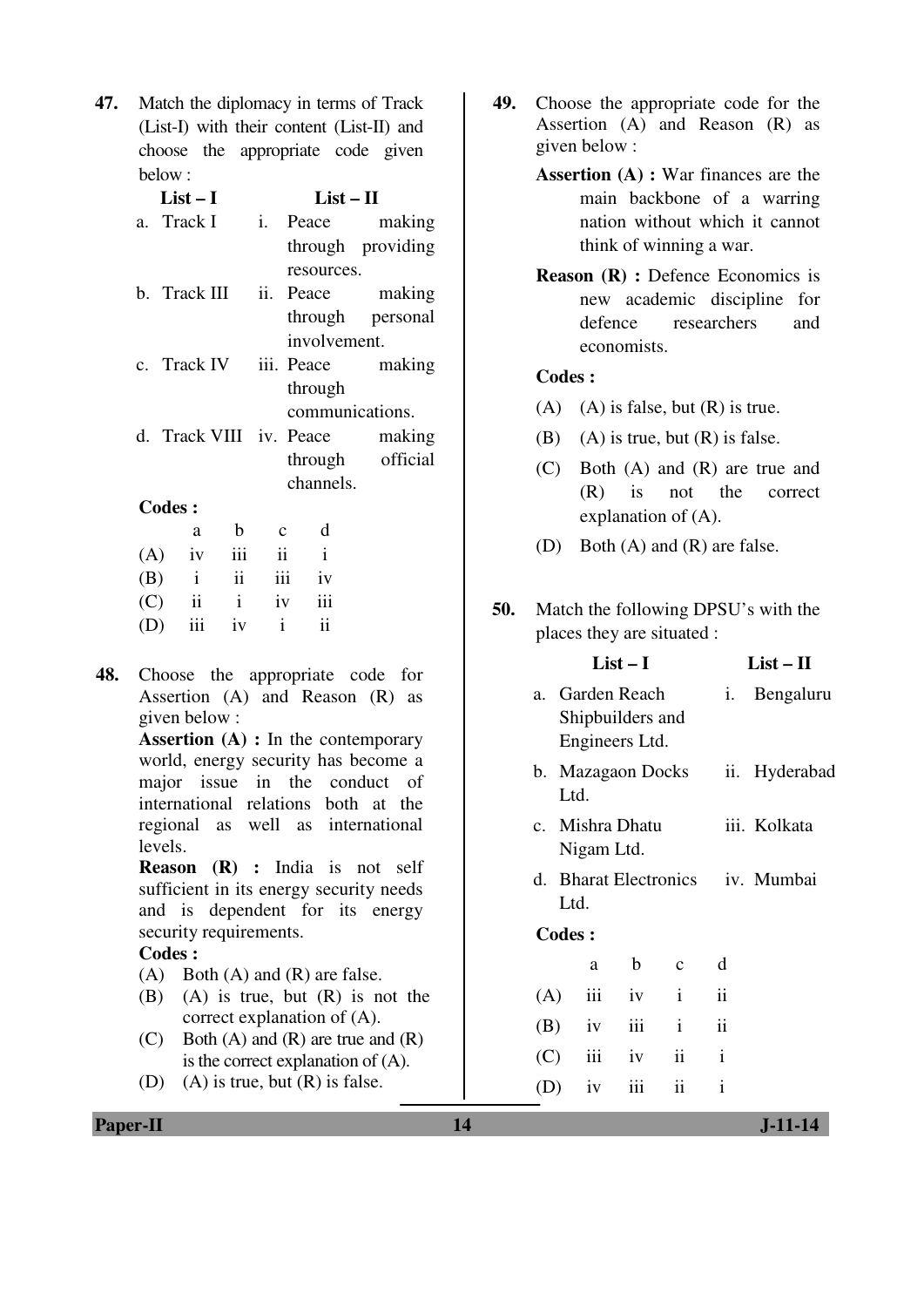47. Match the diplomacy in terms of Track (List-I) with their content (List-II) and choose the appropriate code given below :

| List – I | List – II |
|---|---|
| a. Track I | i. Peace making through providing resources. |
| b. Track III | ii. Peace making through personal involvement. |
| c. Track IV | iii. Peace making through communications. |
| d. Track VIII | iv. Peace making through official channels. |

**Codes :**

| | a | b | c | d |
|---|---|---|---|---|
| (A) | iv | iii | ii | i |
| (B) | i | ii | iii | iv |
| (C) | ii | i | iv | iii |
| (D) | iii | iv | i | ii |

48. Choose the appropriate code for Assertion (A) and Reason (R) as given below :

**Assertion (A) :** In the contemporary world, energy security has become a major issue in the conduct of international relations both at the regional as well as international levels.

**Reason (R) :** India is not self sufficient in its energy security needs and is dependent for its energy security requirements.

**Codes :**

(A) Both (A) and (R) are false.

(B) (A) is true, but (R) is not the correct explanation of (A).

(C) Both (A) and (R) are true and (R) is the correct explanation of (A).

(D) (A) is true, but (R) is false.

49. Choose the appropriate code for the Assertion (A) and Reason (R) as given below :

**Assertion (A) :** War finances are the main backbone of a warring nation without which it cannot think of winning a war.

**Reason (R) :** Defence Economics is new academic discipline for defence researchers and economists.

**Codes :**

(A) (A) is false, but (R) is true.

(B) (A) is true, but (R) is false.

(C) Both (A) and (R) are true and (R) is not the correct explanation of (A).

(D) Both (A) and (R) are false.

50. Match the following DPSU's with the places they are situated :

| List – I | List – II |
|---|---|
| a. Garden Reach Shipbuilders and Engineers Ltd. | i. Bengaluru |
| b. Mazagaon Docks Ltd. | ii. Hyderabad |
| c. Mishra Dhatu Nigam Ltd. | iii. Kolkata |
| d. Bharat Electronics Ltd. | iv. Mumbai |

**Codes :**

| | a | b | c | d |
|---|---|---|---|---|
| (A) | iii | iv | i | ii |
| (B) | iv | iii | i | ii |
| (C) | iii | iv | ii | i |
| (D) | iv | iii | ii | i |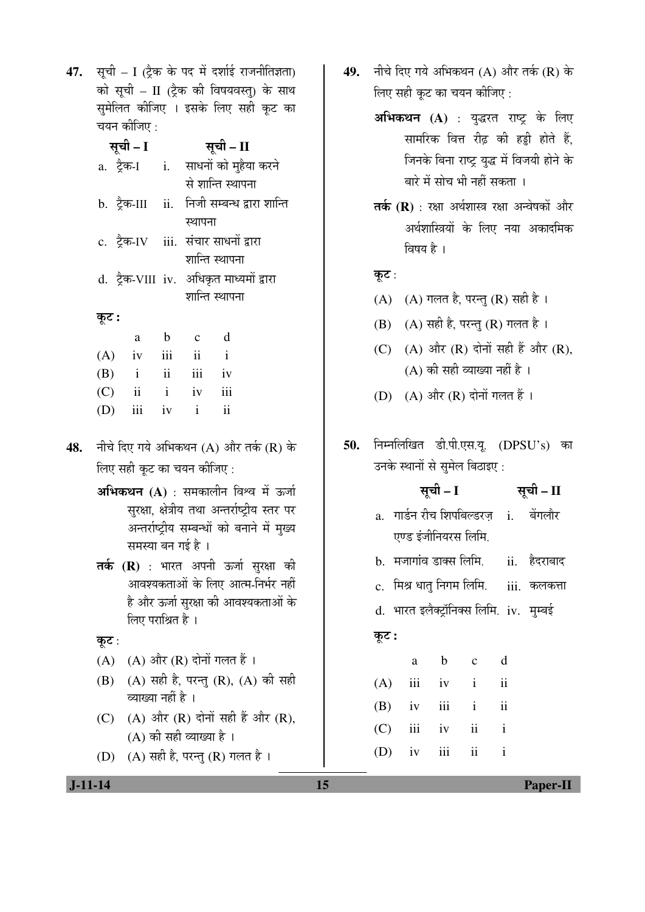**47.** सूची – I (ट्रैक के पद में दर्शाई राजनीतिज्ञता) को सूची – II (ट्रैक की विषयवस्तु) के साथ सुमेलित कीजिए । इसके लिए सही कूट का चयन कीजिए :

| | सूची – I | | सूची – II |
|---|---|---|---|
| a. | ट्रैक-I | i. | साधनों को मुहैया करने से शान्ति स्थापना |
| b. | ट्रैक-III | ii. | निजी सम्बन्ध द्वारा शान्ति स्थापना |
| c. | ट्रैक-IV | iii. | संचार साधनों द्वारा शान्ति स्थापना |
| d. | ट्रैक-VIII | iv. | अधिकृत माध्यमों द्वारा शान्ति स्थापना |

**कूट :**

| | a | b | c | d |
|---|---|---|---|---|
| (A) | iv | iii | ii | i |
| (B) | i | ii | iii | iv |
| (C) | ii | i | iv | iii |
| (D) | iii | iv | i | ii |

**48.** नीचे दिए गये अभिकथन (A) और तर्क (R) के लिए सही कूट का चयन कीजिए :

**अभिकथन (A)** : समकालीन विश्व में ऊर्जा सुरक्षा, क्षेत्रीय तथा अन्तर्राष्ट्रीय स्तर पर अन्तर्राष्ट्रीय सम्बन्धों को बनाने में मुख्य समस्या बन गई है ।

**तर्क (R)** : भारत अपनी ऊर्जा सुरक्षा की आवश्यकताओं के लिए आत्म-निर्भर नहीं है और ऊर्जा सुरक्षा की आवश्यकताओं के लिए पराश्रित है ।

**कूट** :

(A) (A) और (R) दोनों गलत हैं ।

(B) (A) सही है, परन्तु (R), (A) की सही व्याख्या नहीं है ।

(C) (A) और (R) दोनों सही हैं और (R), (A) की सही व्याख्या है ।

(D) (A) सही है, परन्तु (R) गलत है ।

**49.** नीचे दिए गये अभिकथन (A) और तर्क (R) के लिए सही कूट का चयन कीजिए :

**अभिकथन (A)** : युद्धरत राष्ट्र के लिए सामरिक वित्त रीढ़ की हड्डी होते हैं, जिनके बिना राष्ट्र युद्ध में विजयी होने के बारे में सोच भी नहीं सकता ।

**तर्क (R)** : रक्षा अर्थशास्त्र रक्षा अन्वेषकों और अर्थशास्त्रियों के लिए नया अकादमिक विषय है ।

**कूट** :

(A) (A) गलत है, परन्तु (R) सही है ।

(B) (A) सही है, परन्तु (R) गलत है ।

(C) (A) और (R) दोनों सही हैं और (R), (A) की सही व्याख्या नहीं है ।

(D) (A) और (R) दोनों गलत हैं ।

**50.** निम्नलिखित डी.पी.एस.यू. (DPSU's) का उनके स्थानों से सुमेल बिठाइए :

| | सूची – I | | सूची – II |
|---|---|---|---|
| a. | गार्डन रीच शिपबिल्डरज़ एण्ड इंजीनियरस लिमि. | i. | बेंगलौर |
| b. | मजागांव डाक्स लिमि. | ii. | हैदराबाद |
| c. | मिश्र धातु निगम लिमि. | iii. | कलकत्ता |
| d. | भारत इलैक्ट्रॉनिक्स लिमि. | iv. | मुम्बई |

**कूट :**

| | a | b | c | d |
|---|---|---|---|---|
| (A) | iii | iv | i | ii |
| (B) | iv | iii | i | ii |
| (C) | iii | iv | ii | i |
| (D) | iv | iii | ii | i |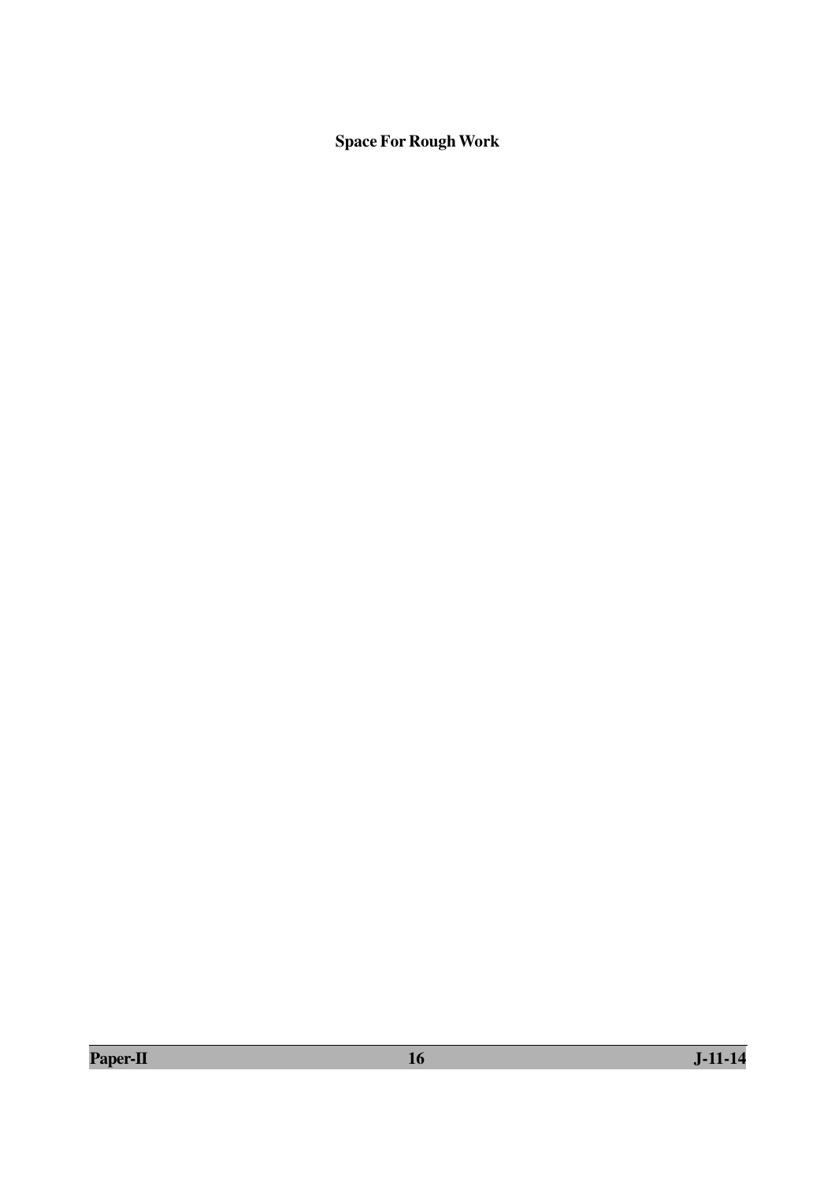**Space For Rough Work**